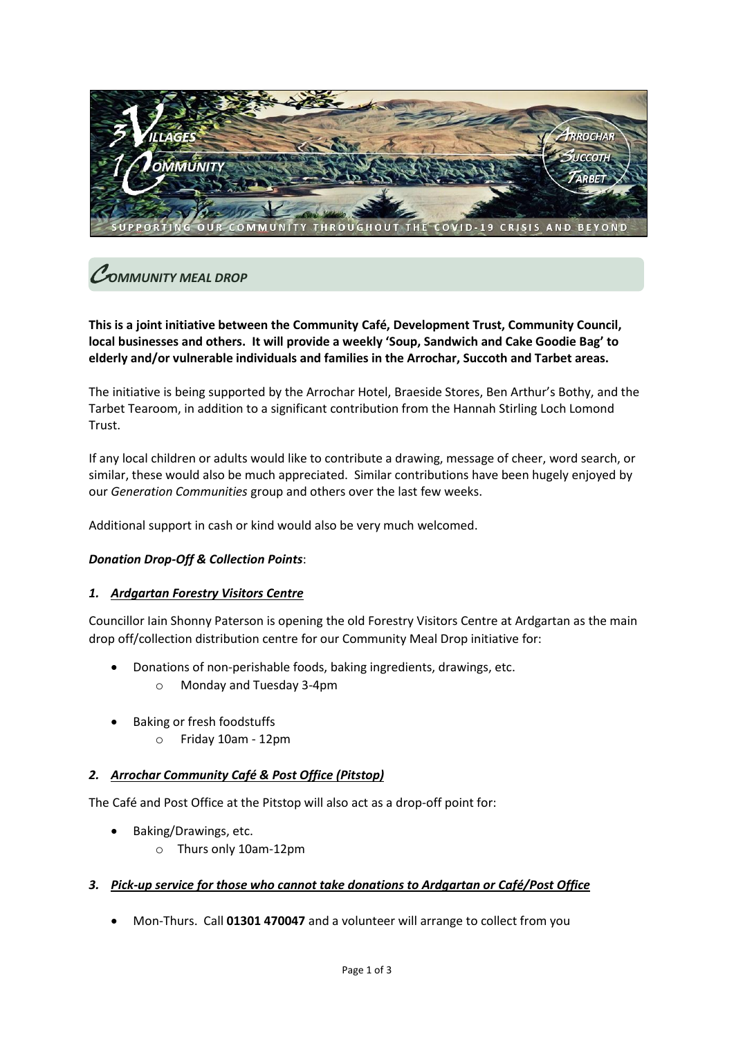# COMMUNITY MEAL DROP

**This is a joint initiative between the Community Café, Development Trust, Community Council, local businesses and others. It will provide a weekly 'Soup, Sandwich and Cake Goodie Bag' to elderly and/or vulnerable individuals and families in the Arrochar, Succoth and Tarbet areas.**

The initiative is being supported by the Arrochar Hotel, Braeside Stores, Ben Arthur's Bothy, and the Tarbet Tearoom, in addition to a significant contribution from the Hannah Stirling Loch Lomond Trust.

If any local children or adults would like to contribute a drawing, message of cheer, word search, or similar, these would also be much appreciated. Similar contributions have been hugely enjoyed by our *Generation Communities* group and others over the last few weeks.

Additional support in cash or kind would also be very much welcomed.

***Donation Drop-Off & Collection Points***:

### 1. ***Ardgartan Forestry Visitors Centre***

Councillor Iain Shonny Paterson is opening the old Forestry Visitors Centre at Ardgartan as the main drop off/collection distribution centre for our Community Meal Drop initiative for:

- Donations of non-perishable foods, baking ingredients, drawings, etc.
    - Monday and Tuesday 3-4pm
- Baking or fresh foodstuffs
    - Friday 10am - 12pm

### 2. ***Arrochar Community Café & Post Office (Pitstop)***

The Café and Post Office at the Pitstop will also act as a drop-off point for:

- Baking/Drawings, etc.
    - Thurs only 10am-12pm

### 3. ***Pick-up service for those who cannot take donations to Ardgartan or Café/Post Office***

- Mon-Thurs. Call **01301 470047** and a volunteer will arrange to collect from you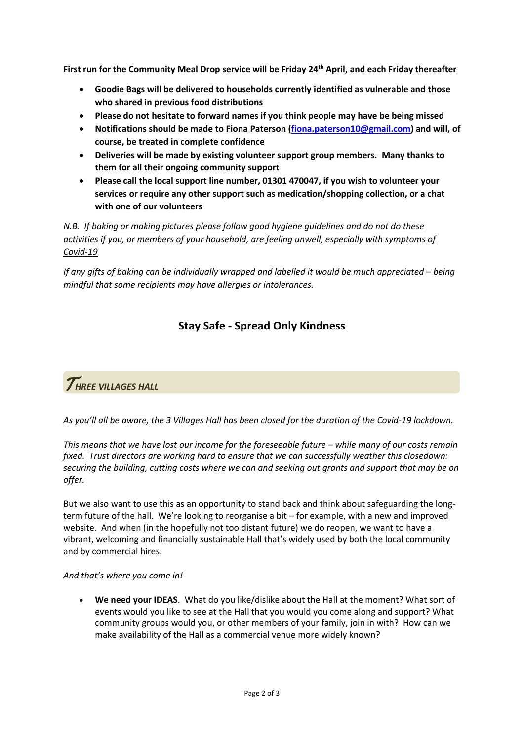**First run for the Community Meal Drop service will be Friday 24th April, and each Friday thereafter**

- **Goodie Bags will be delivered to households currently identified as vulnerable and those who shared in previous food distributions**
- **Please do not hesitate to forward names if you think people may have be being missed**
- **Notifications should be made to Fiona Paterson (fiona.paterson10@gmail.com) and will, of course, be treated in complete confidence**
- **Deliveries will be made by existing volunteer support group members. Many thanks to them for all their ongoing community support**
- **Please call the local support line number, 01301 470047, if you wish to volunteer your services or require any other support such as medication/shopping collection, or a chat with one of our volunteers**

*N.B. If baking or making pictures please follow good hygiene guidelines and do not do these activities if you, or members of your household, are feeling unwell, especially with symptoms of Covid-19*

*If any gifts of baking can be individually wrapped and labelled it would be much appreciated – being mindful that some recipients may have allergies or intolerances.*

## Stay Safe - Spread Only Kindness

## *THREE VILLAGES HALL*

*As you'll all be aware, the 3 Villages Hall has been closed for the duration of the Covid-19 lockdown.*

*This means that we have lost our income for the foreseeable future – while many of our costs remain fixed. Trust directors are working hard to ensure that we can successfully weather this closedown: securing the building, cutting costs where we can and seeking out grants and support that may be on offer.*

But we also want to use this as an opportunity to stand back and think about safeguarding the long-term future of the hall. We're looking to reorganise a bit – for example, with a new and improved website. And when (in the hopefully not too distant future) we do reopen, we want to have a vibrant, welcoming and financially sustainable Hall that's widely used by both the local community and by commercial hires.

*And that's where you come in!*

- **We need your IDEAS**. What do you like/dislike about the Hall at the moment? What sort of events would you like to see at the Hall that you would you come along and support? What community groups would you, or other members of your family, join in with? How can we make availability of the Hall as a commercial venue more widely known?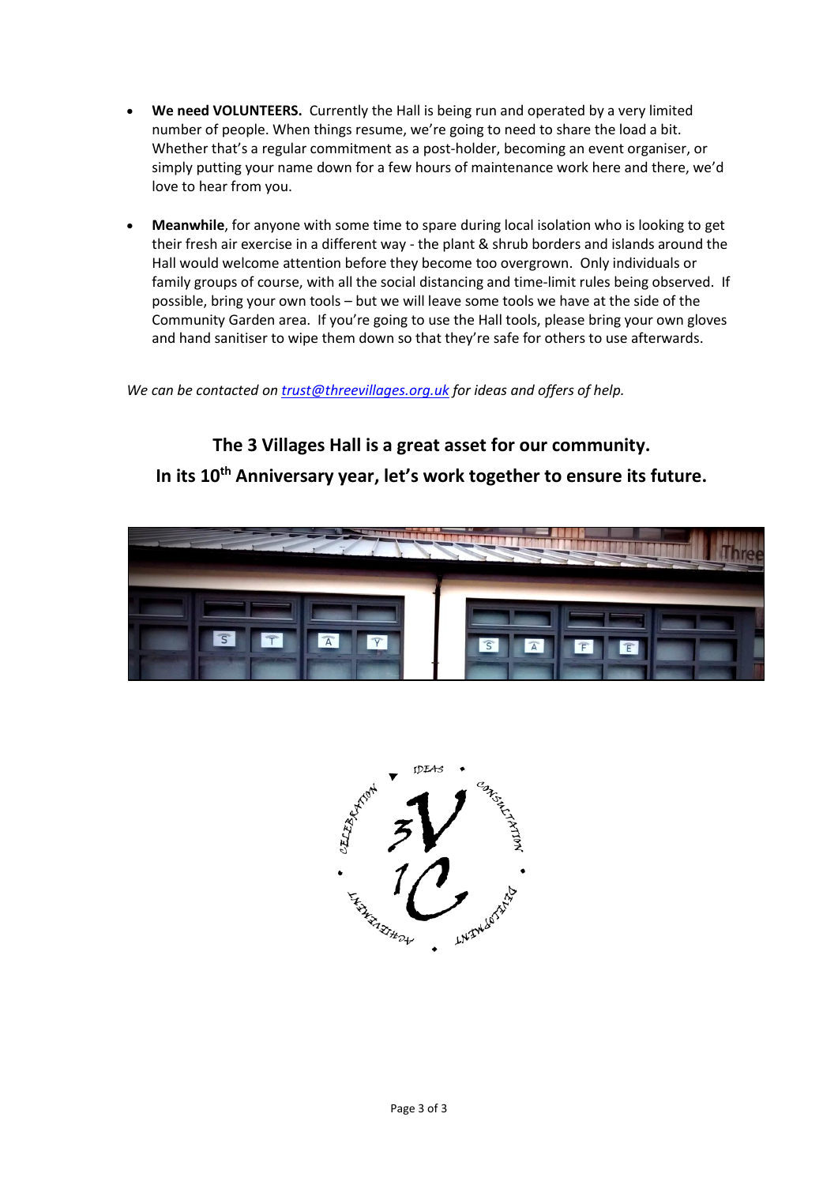- **We need VOLUNTEERS.** Currently the Hall is being run and operated by a very limited number of people. When things resume, we're going to need to share the load a bit. Whether that's a regular commitment as a post-holder, becoming an event organiser, or simply putting your name down for a few hours of maintenance work here and there, we'd love to hear from you.

- **Meanwhile**, for anyone with some time to spare during local isolation who is looking to get their fresh air exercise in a different way - the plant & shrub borders and islands around the Hall would welcome attention before they become too overgrown. Only individuals or family groups of course, with all the social distancing and time-limit rules being observed. If possible, bring your own tools – but we will leave some tools we have at the side of the Community Garden area. If you're going to use the Hall tools, please bring your own gloves and hand sanitiser to wipe them down so that they're safe for others to use afterwards.

*We can be contacted on trust@threevillages.org.uk for ideas and offers of help.*

**The 3 Villages Hall is a great asset for our community.**

**In its 10th Anniversary year, let's work together to ensure its future.**